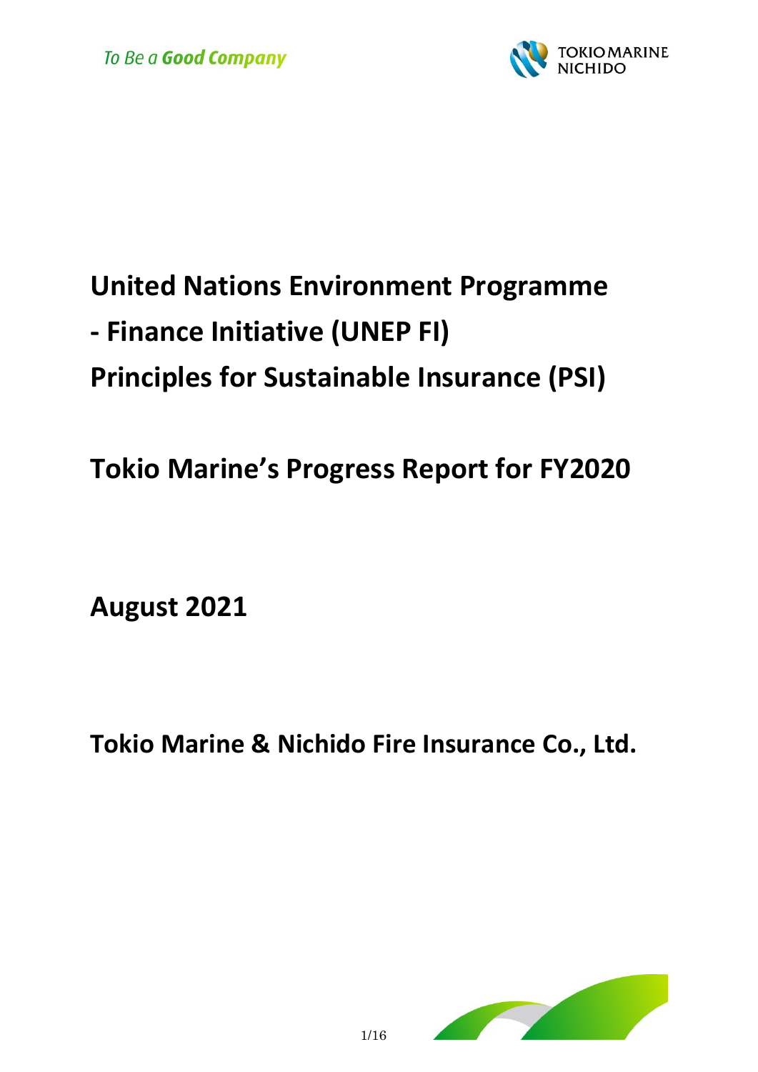To Be a **Good Company**

TOKIO MARINE NICHIDO

# United Nations Environment Programme - Finance Initiative (UNEP FI) Principles for Sustainable Insurance (PSI)

# Tokio Marine's Progress Report for FY2020

## August 2021

## Tokio Marine & Nichido Fire Insurance Co., Ltd.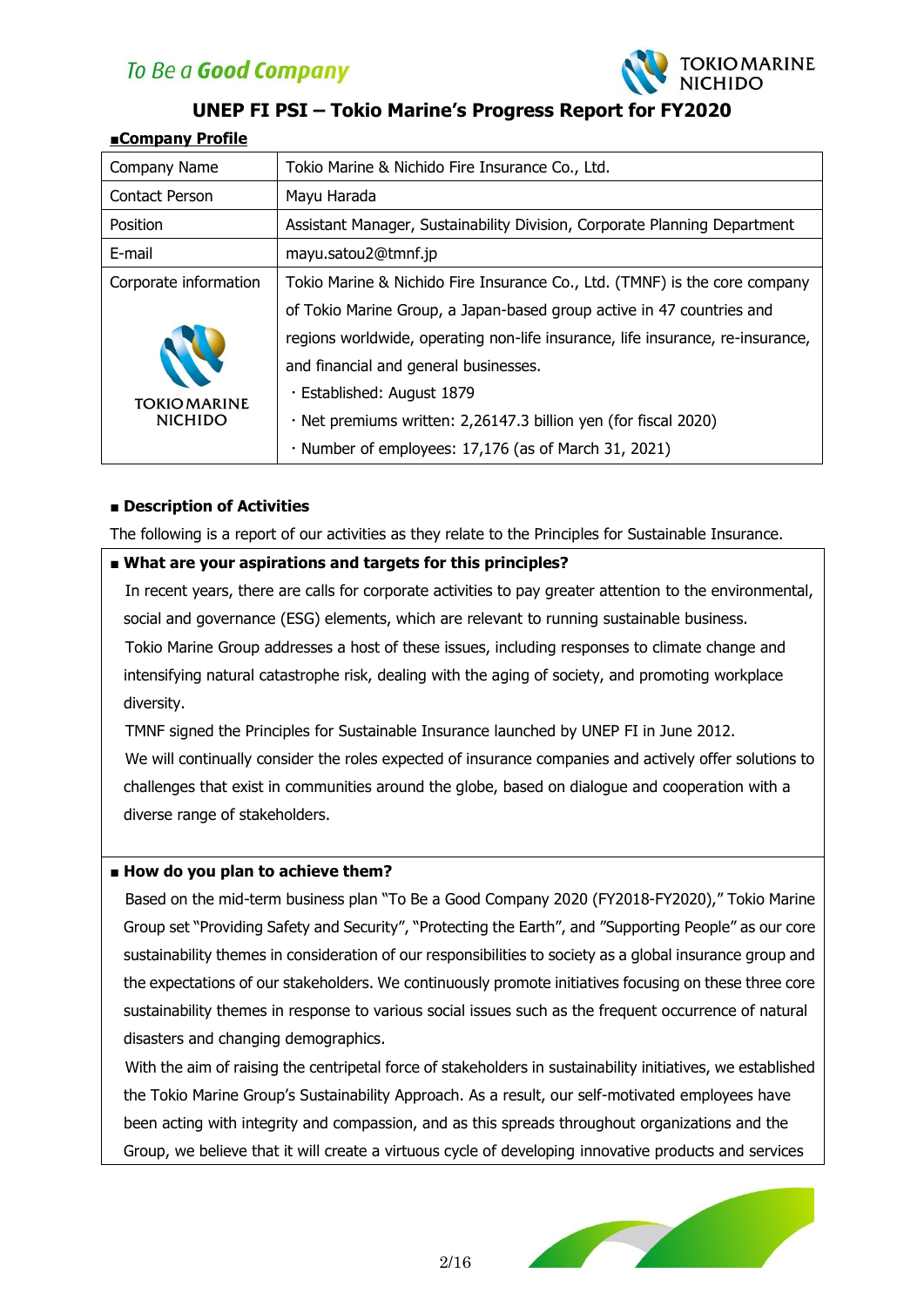# UNEP FI PSI – Tokio Marine's Progress Report for FY2020

**■Company Profile**

| Company Name | Tokio Marine & Nichido Fire Insurance Co., Ltd. |
|---|---|
| Contact Person | Mayu Harada |
| Position | Assistant Manager, Sustainability Division, Corporate Planning Department |
| E-mail | mayu.satou2@tmnf.jp |
| Corporate information<br>TOKIO MARINE NICHIDO | Tokio Marine & Nichido Fire Insurance Co., Ltd. (TMNF) is the core company of Tokio Marine Group, a Japan-based group active in 47 countries and regions worldwide, operating non-life insurance, life insurance, re-insurance, and financial and general businesses.<br>・Established: August 1879<br>・Net premiums written: 2,26147.3 billion yen (for fiscal 2020)<br>・Number of employees: 17,176 (as of March 31, 2021) |

**■ Description of Activities**

The following is a report of our activities as they relate to the Principles for Sustainable Insurance.

**■ What are your aspirations and targets for this principles?**

In recent years, there are calls for corporate activities to pay greater attention to the environmental, social and governance (ESG) elements, which are relevant to running sustainable business.

Tokio Marine Group addresses a host of these issues, including responses to climate change and intensifying natural catastrophe risk, dealing with the aging of society, and promoting workplace diversity.

TMNF signed the Principles for Sustainable Insurance launched by UNEP FI in June 2012.

We will continually consider the roles expected of insurance companies and actively offer solutions to challenges that exist in communities around the globe, based on dialogue and cooperation with a diverse range of stakeholders.

**■ How do you plan to achieve them?**

Based on the mid-term business plan "To Be a Good Company 2020 (FY2018-FY2020)," Tokio Marine Group set "Providing Safety and Security", "Protecting the Earth", and "Supporting People" as our core sustainability themes in consideration of our responsibilities to society as a global insurance group and the expectations of our stakeholders. We continuously promote initiatives focusing on these three core sustainability themes in response to various social issues such as the frequent occurrence of natural disasters and changing demographics.

With the aim of raising the centripetal force of stakeholders in sustainability initiatives, we established the Tokio Marine Group's Sustainability Approach. As a result, our self-motivated employees have been acting with integrity and compassion, and as this spreads throughout organizations and the Group, we believe that it will create a virtuous cycle of developing innovative products and services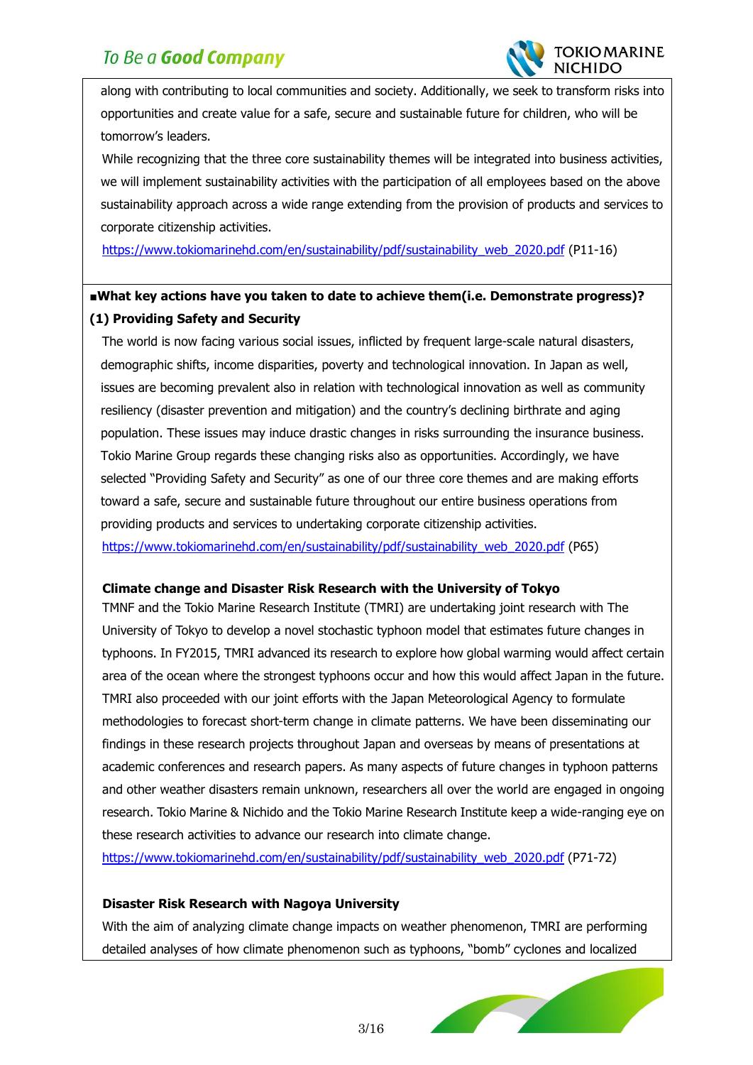along with contributing to local communities and society. Additionally, we seek to transform risks into opportunities and create value for a safe, secure and sustainable future for children, who will be tomorrow's leaders.

While recognizing that the three core sustainability themes will be integrated into business activities, we will implement sustainability activities with the participation of all employees based on the above sustainability approach across a wide range extending from the provision of products and services to corporate citizenship activities.

https://www.tokiomarinehd.com/en/sustainability/pdf/sustainability_web_2020.pdf (P11-16)

**■What key actions have you taken to date to achieve them(i.e. Demonstrate progress)?**

**(1) Providing Safety and Security**

The world is now facing various social issues, inflicted by frequent large-scale natural disasters, demographic shifts, income disparities, poverty and technological innovation. In Japan as well, issues are becoming prevalent also in relation with technological innovation as well as community resiliency (disaster prevention and mitigation) and the country's declining birthrate and aging population. These issues may induce drastic changes in risks surrounding the insurance business. Tokio Marine Group regards these changing risks also as opportunities. Accordingly, we have selected "Providing Safety and Security" as one of our three core themes and are making efforts toward a safe, secure and sustainable future throughout our entire business operations from providing products and services to undertaking corporate citizenship activities.

https://www.tokiomarinehd.com/en/sustainability/pdf/sustainability_web_2020.pdf (P65)

**Climate change and Disaster Risk Research with the University of Tokyo**

TMNF and the Tokio Marine Research Institute (TMRI) are undertaking joint research with The University of Tokyo to develop a novel stochastic typhoon model that estimates future changes in typhoons. In FY2015, TMRI advanced its research to explore how global warming would affect certain area of the ocean where the strongest typhoons occur and how this would affect Japan in the future. TMRI also proceeded with our joint efforts with the Japan Meteorological Agency to formulate methodologies to forecast short-term change in climate patterns. We have been disseminating our findings in these research projects throughout Japan and overseas by means of presentations at academic conferences and research papers. As many aspects of future changes in typhoon patterns and other weather disasters remain unknown, researchers all over the world are engaged in ongoing research. Tokio Marine & Nichido and the Tokio Marine Research Institute keep a wide-ranging eye on these research activities to advance our research into climate change.

https://www.tokiomarinehd.com/en/sustainability/pdf/sustainability_web_2020.pdf (P71-72)

**Disaster Risk Research with Nagoya University**

With the aim of analyzing climate change impacts on weather phenomenon, TMRI are performing detailed analyses of how climate phenomenon such as typhoons, "bomb" cyclones and localized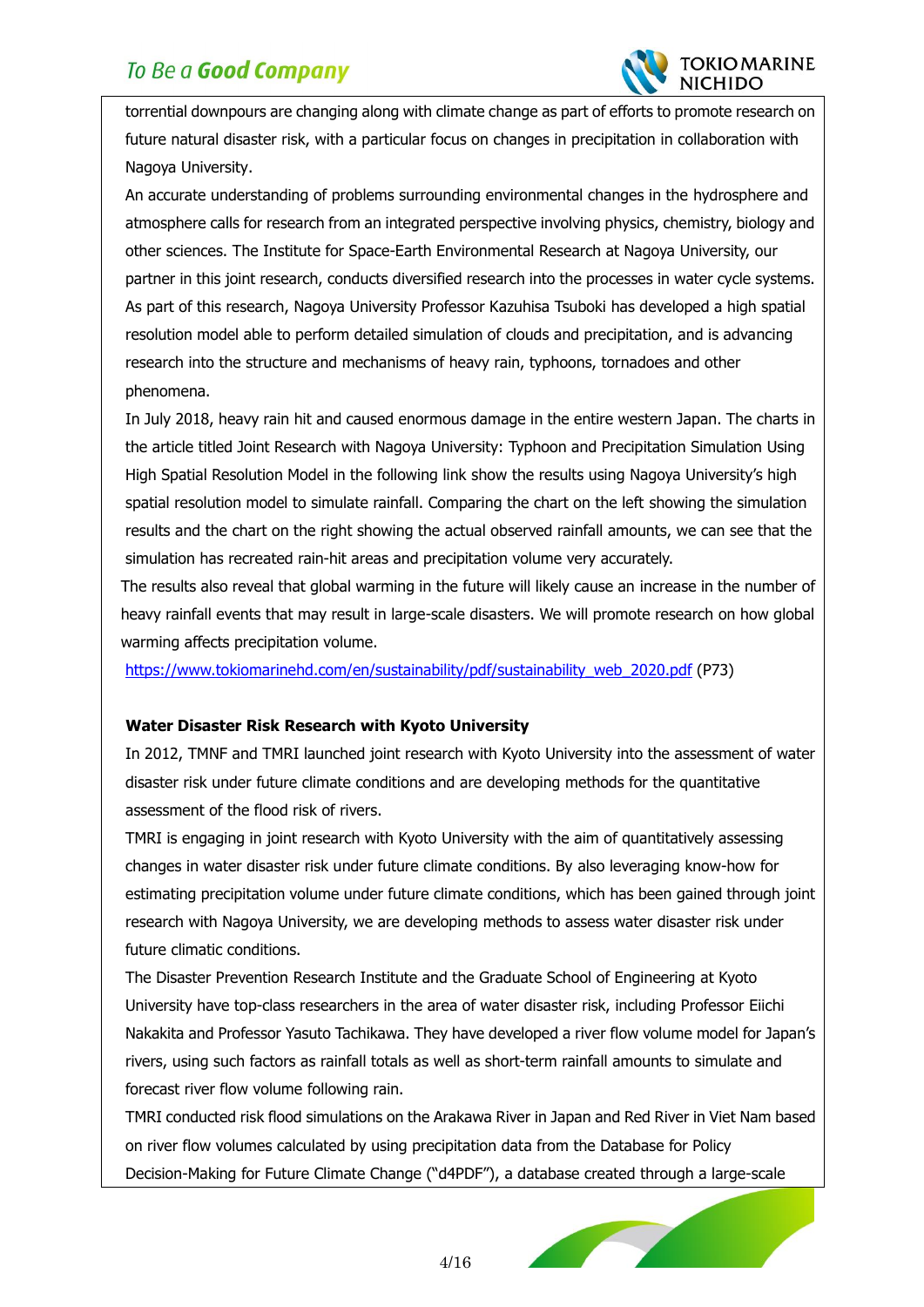torrential downpours are changing along with climate change as part of efforts to promote research on future natural disaster risk, with a particular focus on changes in precipitation in collaboration with Nagoya University.

An accurate understanding of problems surrounding environmental changes in the hydrosphere and atmosphere calls for research from an integrated perspective involving physics, chemistry, biology and other sciences. The Institute for Space-Earth Environmental Research at Nagoya University, our partner in this joint research, conducts diversified research into the processes in water cycle systems. As part of this research, Nagoya University Professor Kazuhisa Tsuboki has developed a high spatial resolution model able to perform detailed simulation of clouds and precipitation, and is advancing research into the structure and mechanisms of heavy rain, typhoons, tornadoes and other phenomena.

In July 2018, heavy rain hit and caused enormous damage in the entire western Japan. The charts in the article titled Joint Research with Nagoya University: Typhoon and Precipitation Simulation Using High Spatial Resolution Model in the following link show the results using Nagoya University's high spatial resolution model to simulate rainfall. Comparing the chart on the left showing the simulation results and the chart on the right showing the actual observed rainfall amounts, we can see that the simulation has recreated rain-hit areas and precipitation volume very accurately.

The results also reveal that global warming in the future will likely cause an increase in the number of heavy rainfall events that may result in large-scale disasters. We will promote research on how global warming affects precipitation volume.

https://www.tokiomarinehd.com/en/sustainability/pdf/sustainability_web_2020.pdf (P73)

**Water Disaster Risk Research with Kyoto University**

In 2012, TMNF and TMRI launched joint research with Kyoto University into the assessment of water disaster risk under future climate conditions and are developing methods for the quantitative assessment of the flood risk of rivers.

TMRI is engaging in joint research with Kyoto University with the aim of quantitatively assessing changes in water disaster risk under future climate conditions. By also leveraging know-how for estimating precipitation volume under future climate conditions, which has been gained through joint research with Nagoya University, we are developing methods to assess water disaster risk under future climatic conditions.

The Disaster Prevention Research Institute and the Graduate School of Engineering at Kyoto University have top-class researchers in the area of water disaster risk, including Professor Eiichi Nakakita and Professor Yasuto Tachikawa. They have developed a river flow volume model for Japan's rivers, using such factors as rainfall totals as well as short-term rainfall amounts to simulate and forecast river flow volume following rain.

TMRI conducted risk flood simulations on the Arakawa River in Japan and Red River in Viet Nam based on river flow volumes calculated by using precipitation data from the Database for Policy Decision-Making for Future Climate Change ("d4PDF"), a database created through a large-scale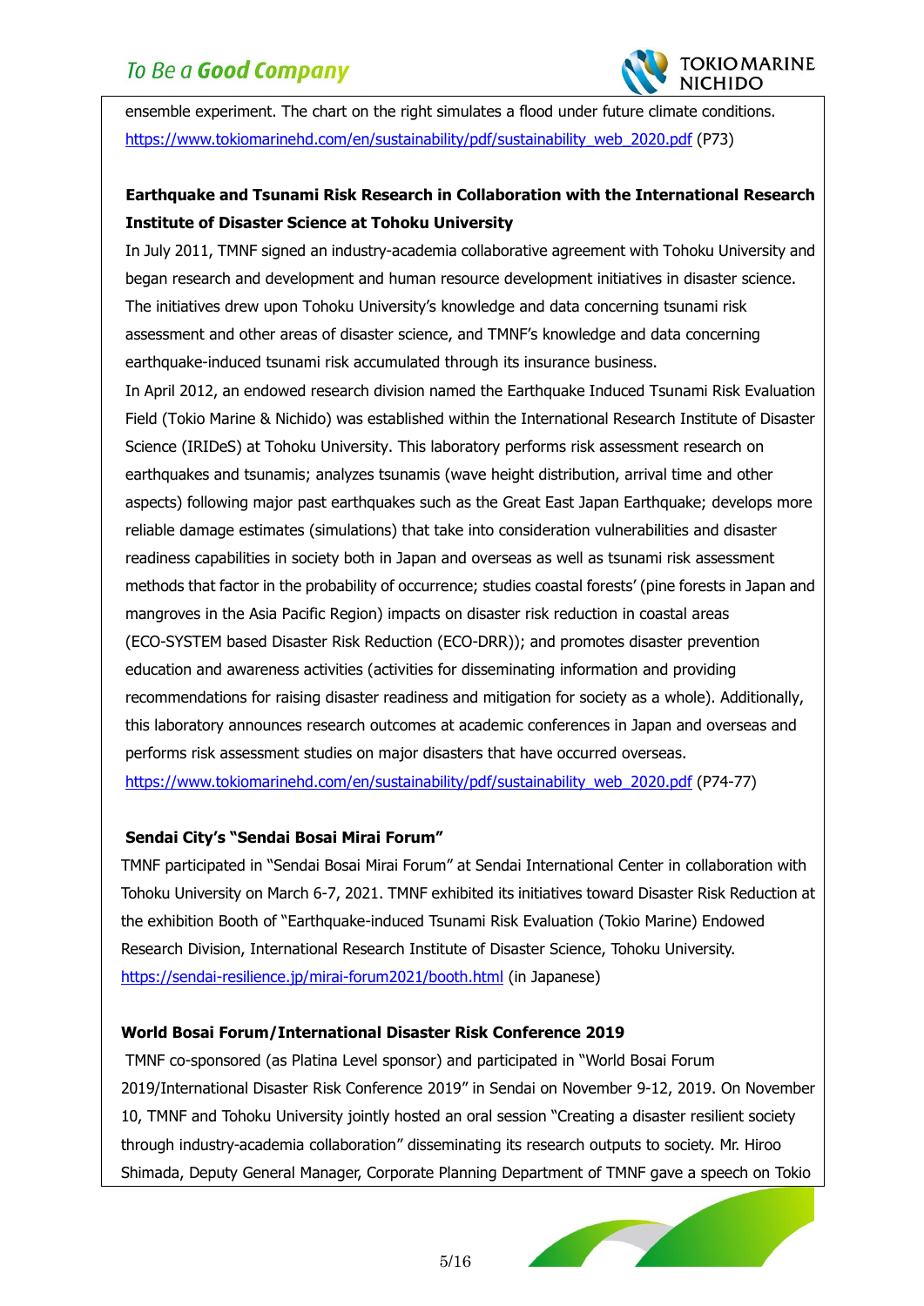ensemble experiment. The chart on the right simulates a flood under future climate conditions.
https://www.tokiomarinehd.com/en/sustainability/pdf/sustainability_web_2020.pdf (P73)

**Earthquake and Tsunami Risk Research in Collaboration with the International Research Institute of Disaster Science at Tohoku University**

In July 2011, TMNF signed an industry-academia collaborative agreement with Tohoku University and began research and development and human resource development initiatives in disaster science. The initiatives drew upon Tohoku University's knowledge and data concerning tsunami risk assessment and other areas of disaster science, and TMNF's knowledge and data concerning earthquake-induced tsunami risk accumulated through its insurance business.

In April 2012, an endowed research division named the Earthquake Induced Tsunami Risk Evaluation Field (Tokio Marine & Nichido) was established within the International Research Institute of Disaster Science (IRIDeS) at Tohoku University. This laboratory performs risk assessment research on earthquakes and tsunamis; analyzes tsunamis (wave height distribution, arrival time and other aspects) following major past earthquakes such as the Great East Japan Earthquake; develops more reliable damage estimates (simulations) that take into consideration vulnerabilities and disaster readiness capabilities in society both in Japan and overseas as well as tsunami risk assessment methods that factor in the probability of occurrence; studies coastal forests' (pine forests in Japan and mangroves in the Asia Pacific Region) impacts on disaster risk reduction in coastal areas (ECO-SYSTEM based Disaster Risk Reduction (ECO-DRR)); and promotes disaster prevention education and awareness activities (activities for disseminating information and providing recommendations for raising disaster readiness and mitigation for society as a whole). Additionally, this laboratory announces research outcomes at academic conferences in Japan and overseas and performs risk assessment studies on major disasters that have occurred overseas.
https://www.tokiomarinehd.com/en/sustainability/pdf/sustainability_web_2020.pdf (P74-77)

**Sendai City's "Sendai Bosai Mirai Forum"**

TMNF participated in "Sendai Bosai Mirai Forum" at Sendai International Center in collaboration with Tohoku University on March 6-7, 2021. TMNF exhibited its initiatives toward Disaster Risk Reduction at the exhibition Booth of "Earthquake-induced Tsunami Risk Evaluation (Tokio Marine) Endowed Research Division, International Research Institute of Disaster Science, Tohoku University.
https://sendai-resilience.jp/mirai-forum2021/booth.html (in Japanese)

**World Bosai Forum/International Disaster Risk Conference 2019**

TMNF co-sponsored (as Platina Level sponsor) and participated in "World Bosai Forum 2019/International Disaster Risk Conference 2019" in Sendai on November 9-12, 2019. On November 10, TMNF and Tohoku University jointly hosted an oral session "Creating a disaster resilient society through industry-academia collaboration" disseminating its research outputs to society. Mr. Hiroo Shimada, Deputy General Manager, Corporate Planning Department of TMNF gave a speech on Tokio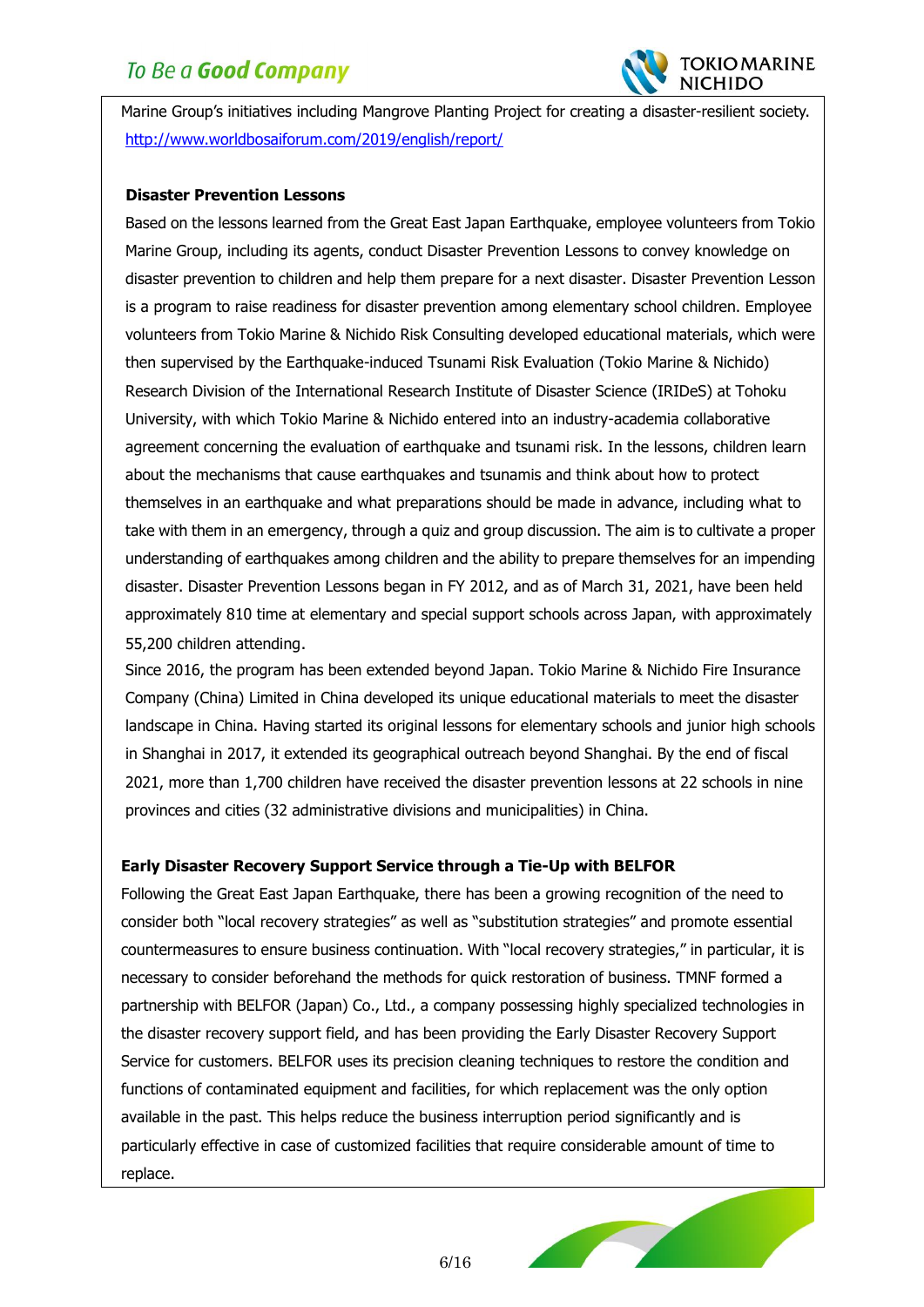Marine Group's initiatives including Mangrove Planting Project for creating a disaster-resilient society. http://www.worldbosaiforum.com/2019/english/report/

**Disaster Prevention Lessons**

Based on the lessons learned from the Great East Japan Earthquake, employee volunteers from Tokio Marine Group, including its agents, conduct Disaster Prevention Lessons to convey knowledge on disaster prevention to children and help them prepare for a next disaster. Disaster Prevention Lesson is a program to raise readiness for disaster prevention among elementary school children. Employee volunteers from Tokio Marine & Nichido Risk Consulting developed educational materials, which were then supervised by the Earthquake-induced Tsunami Risk Evaluation (Tokio Marine & Nichido) Research Division of the International Research Institute of Disaster Science (IRIDeS) at Tohoku University, with which Tokio Marine & Nichido entered into an industry-academia collaborative agreement concerning the evaluation of earthquake and tsunami risk. In the lessons, children learn about the mechanisms that cause earthquakes and tsunamis and think about how to protect themselves in an earthquake and what preparations should be made in advance, including what to take with them in an emergency, through a quiz and group discussion. The aim is to cultivate a proper understanding of earthquakes among children and the ability to prepare themselves for an impending disaster. Disaster Prevention Lessons began in FY 2012, and as of March 31, 2021, have been held approximately 810 time at elementary and special support schools across Japan, with approximately 55,200 children attending.

Since 2016, the program has been extended beyond Japan. Tokio Marine & Nichido Fire Insurance Company (China) Limited in China developed its unique educational materials to meet the disaster landscape in China. Having started its original lessons for elementary schools and junior high schools in Shanghai in 2017, it extended its geographical outreach beyond Shanghai. By the end of fiscal 2021, more than 1,700 children have received the disaster prevention lessons at 22 schools in nine provinces and cities (32 administrative divisions and municipalities) in China.

**Early Disaster Recovery Support Service through a Tie-Up with BELFOR**

Following the Great East Japan Earthquake, there has been a growing recognition of the need to consider both "local recovery strategies" as well as "substitution strategies" and promote essential countermeasures to ensure business continuation. With "local recovery strategies," in particular, it is necessary to consider beforehand the methods for quick restoration of business. TMNF formed a partnership with BELFOR (Japan) Co., Ltd., a company possessing highly specialized technologies in the disaster recovery support field, and has been providing the Early Disaster Recovery Support Service for customers. BELFOR uses its precision cleaning techniques to restore the condition and functions of contaminated equipment and facilities, for which replacement was the only option available in the past. This helps reduce the business interruption period significantly and is particularly effective in case of customized facilities that require considerable amount of time to replace.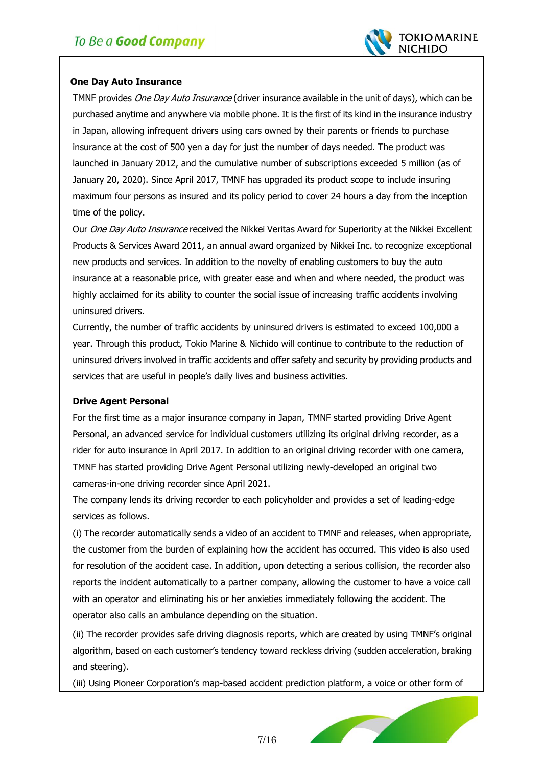**One Day Auto Insurance**

TMNF provides *One Day Auto Insurance* (driver insurance available in the unit of days), which can be purchased anytime and anywhere via mobile phone. It is the first of its kind in the insurance industry in Japan, allowing infrequent drivers using cars owned by their parents or friends to purchase insurance at the cost of 500 yen a day for just the number of days needed. The product was launched in January 2012, and the cumulative number of subscriptions exceeded 5 million (as of January 20, 2020). Since April 2017, TMNF has upgraded its product scope to include insuring maximum four persons as insured and its policy period to cover 24 hours a day from the inception time of the policy.

Our *One Day Auto Insurance* received the Nikkei Veritas Award for Superiority at the Nikkei Excellent Products & Services Award 2011, an annual award organized by Nikkei Inc. to recognize exceptional new products and services. In addition to the novelty of enabling customers to buy the auto insurance at a reasonable price, with greater ease and when and where needed, the product was highly acclaimed for its ability to counter the social issue of increasing traffic accidents involving uninsured drivers.

Currently, the number of traffic accidents by uninsured drivers is estimated to exceed 100,000 a year. Through this product, Tokio Marine & Nichido will continue to contribute to the reduction of uninsured drivers involved in traffic accidents and offer safety and security by providing products and services that are useful in people's daily lives and business activities.

**Drive Agent Personal**

For the first time as a major insurance company in Japan, TMNF started providing Drive Agent Personal, an advanced service for individual customers utilizing its original driving recorder, as a rider for auto insurance in April 2017. In addition to an original driving recorder with one camera, TMNF has started providing Drive Agent Personal utilizing newly-developed an original two cameras-in-one driving recorder since April 2021.

The company lends its driving recorder to each policyholder and provides a set of leading-edge services as follows.

(i) The recorder automatically sends a video of an accident to TMNF and releases, when appropriate, the customer from the burden of explaining how the accident has occurred. This video is also used for resolution of the accident case. In addition, upon detecting a serious collision, the recorder also reports the incident automatically to a partner company, allowing the customer to have a voice call with an operator and eliminating his or her anxieties immediately following the accident. The operator also calls an ambulance depending on the situation.

(ii) The recorder provides safe driving diagnosis reports, which are created by using TMNF's original algorithm, based on each customer's tendency toward reckless driving (sudden acceleration, braking and steering).

(iii) Using Pioneer Corporation's map-based accident prediction platform, a voice or other form of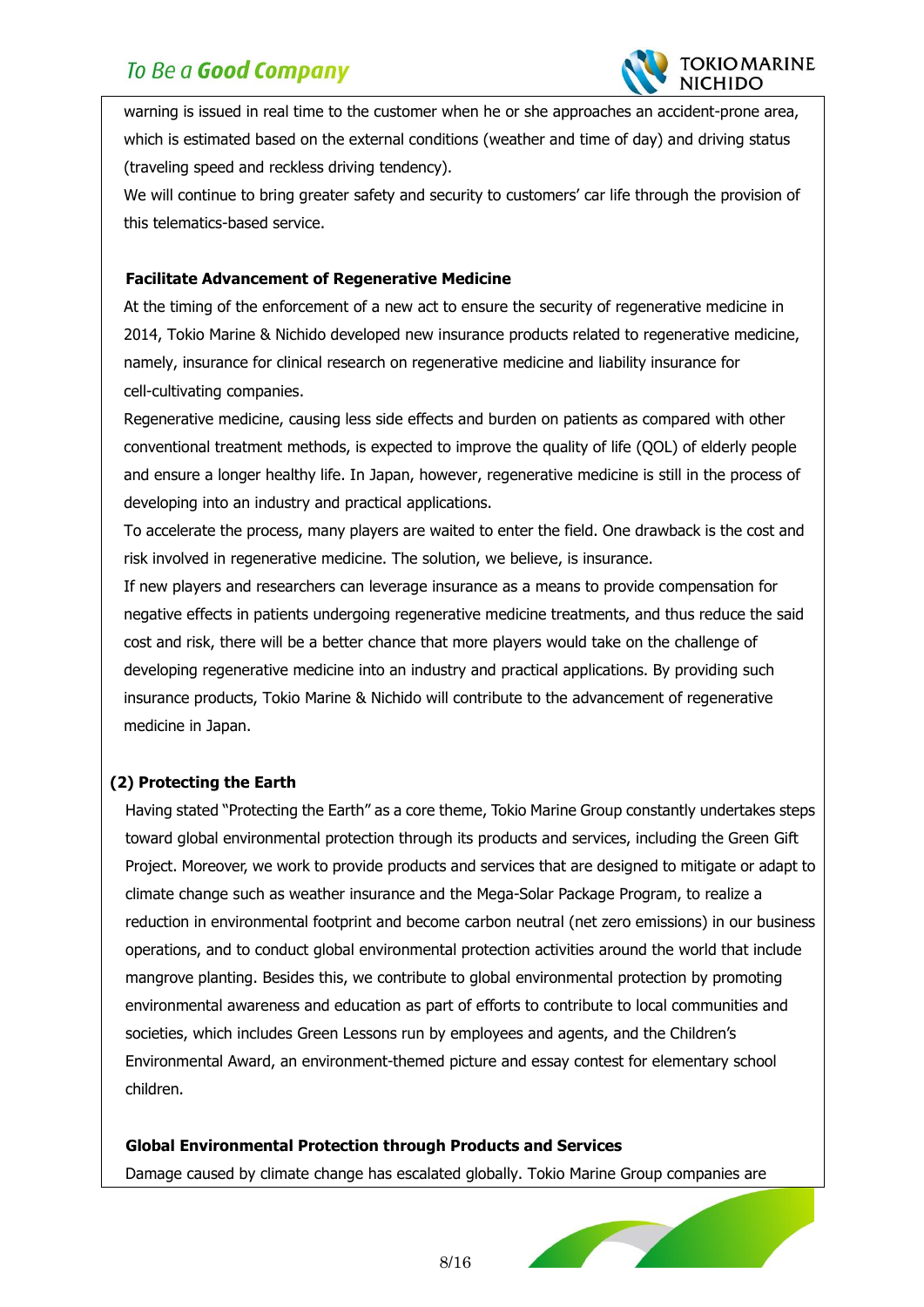warning is issued in real time to the customer when he or she approaches an accident-prone area, which is estimated based on the external conditions (weather and time of day) and driving status (traveling speed and reckless driving tendency).

We will continue to bring greater safety and security to customers' car life through the provision of this telematics-based service.

**Facilitate Advancement of Regenerative Medicine**

At the timing of the enforcement of a new act to ensure the security of regenerative medicine in 2014, Tokio Marine & Nichido developed new insurance products related to regenerative medicine, namely, insurance for clinical research on regenerative medicine and liability insurance for cell-cultivating companies.

Regenerative medicine, causing less side effects and burden on patients as compared with other conventional treatment methods, is expected to improve the quality of life (QOL) of elderly people and ensure a longer healthy life. In Japan, however, regenerative medicine is still in the process of developing into an industry and practical applications.

To accelerate the process, many players are waited to enter the field. One drawback is the cost and risk involved in regenerative medicine. The solution, we believe, is insurance.

If new players and researchers can leverage insurance as a means to provide compensation for negative effects in patients undergoing regenerative medicine treatments, and thus reduce the said cost and risk, there will be a better chance that more players would take on the challenge of developing regenerative medicine into an industry and practical applications. By providing such insurance products, Tokio Marine & Nichido will contribute to the advancement of regenerative medicine in Japan.

### (2) Protecting the Earth

Having stated "Protecting the Earth" as a core theme, Tokio Marine Group constantly undertakes steps toward global environmental protection through its products and services, including the Green Gift Project. Moreover, we work to provide products and services that are designed to mitigate or adapt to climate change such as weather insurance and the Mega-Solar Package Program, to realize a reduction in environmental footprint and become carbon neutral (net zero emissions) in our business operations, and to conduct global environmental protection activities around the world that include mangrove planting. Besides this, we contribute to global environmental protection by promoting environmental awareness and education as part of efforts to contribute to local communities and societies, which includes Green Lessons run by employees and agents, and the Children's Environmental Award, an environment-themed picture and essay contest for elementary school children.

**Global Environmental Protection through Products and Services**

Damage caused by climate change has escalated globally. Tokio Marine Group companies are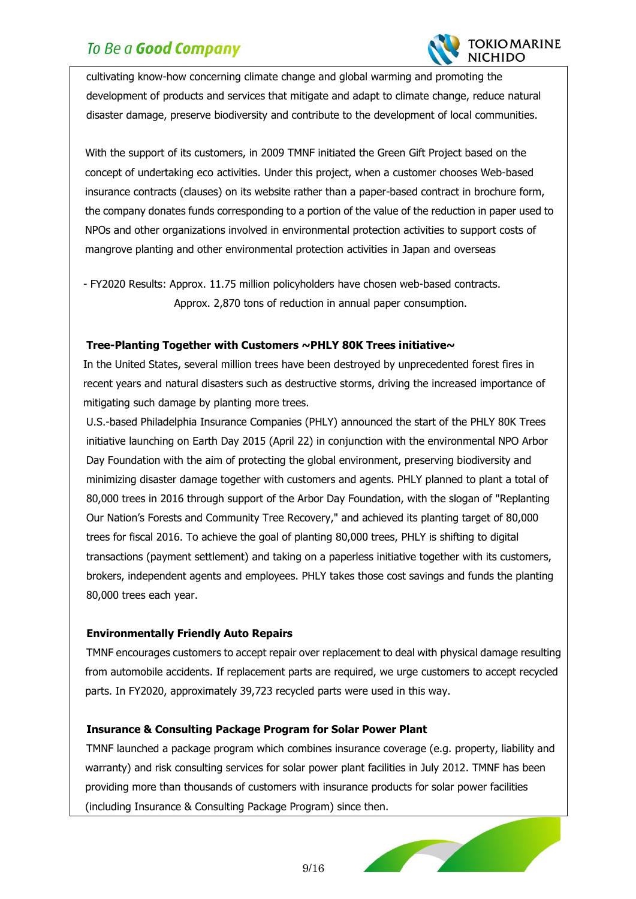cultivating know-how concerning climate change and global warming and promoting the development of products and services that mitigate and adapt to climate change, reduce natural disaster damage, preserve biodiversity and contribute to the development of local communities.

With the support of its customers, in 2009 TMNF initiated the Green Gift Project based on the concept of undertaking eco activities. Under this project, when a customer chooses Web-based insurance contracts (clauses) on its website rather than a paper-based contract in brochure form, the company donates funds corresponding to a portion of the value of the reduction in paper used to NPOs and other organizations involved in environmental protection activities to support costs of mangrove planting and other environmental protection activities in Japan and overseas

- FY2020 Results: Approx. 11.75 million policyholders have chosen web-based contracts.
  Approx. 2,870 tons of reduction in annual paper consumption.

**Tree-Planting Together with Customers ~PHLY 80K Trees initiative~**

In the United States, several million trees have been destroyed by unprecedented forest fires in recent years and natural disasters such as destructive storms, driving the increased importance of mitigating such damage by planting more trees.

U.S.-based Philadelphia Insurance Companies (PHLY) announced the start of the PHLY 80K Trees initiative launching on Earth Day 2015 (April 22) in conjunction with the environmental NPO Arbor Day Foundation with the aim of protecting the global environment, preserving biodiversity and minimizing disaster damage together with customers and agents. PHLY planned to plant a total of 80,000 trees in 2016 through support of the Arbor Day Foundation, with the slogan of "Replanting Our Nation's Forests and Community Tree Recovery," and achieved its planting target of 80,000 trees for fiscal 2016. To achieve the goal of planting 80,000 trees, PHLY is shifting to digital transactions (payment settlement) and taking on a paperless initiative together with its customers, brokers, independent agents and employees. PHLY takes those cost savings and funds the planting 80,000 trees each year.

**Environmentally Friendly Auto Repairs**

TMNF encourages customers to accept repair over replacement to deal with physical damage resulting from automobile accidents. If replacement parts are required, we urge customers to accept recycled parts. In FY2020, approximately 39,723 recycled parts were used in this way.

**Insurance & Consulting Package Program for Solar Power Plant**

TMNF launched a package program which combines insurance coverage (e.g. property, liability and warranty) and risk consulting services for solar power plant facilities in July 2012. TMNF has been providing more than thousands of customers with insurance products for solar power facilities (including Insurance & Consulting Package Program) since then.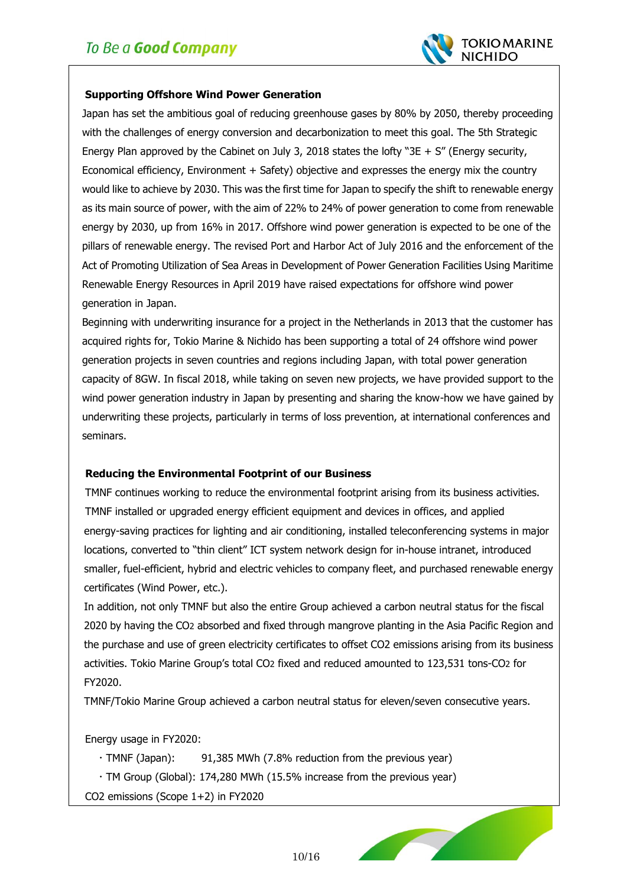### Supporting Offshore Wind Power Generation

Japan has set the ambitious goal of reducing greenhouse gases by 80% by 2050, thereby proceeding with the challenges of energy conversion and decarbonization to meet this goal. The 5th Strategic Energy Plan approved by the Cabinet on July 3, 2018 states the lofty "3E + S" (Energy security, Economical efficiency, Environment + Safety) objective and expresses the energy mix the country would like to achieve by 2030. This was the first time for Japan to specify the shift to renewable energy as its main source of power, with the aim of 22% to 24% of power generation to come from renewable energy by 2030, up from 16% in 2017. Offshore wind power generation is expected to be one of the pillars of renewable energy. The revised Port and Harbor Act of July 2016 and the enforcement of the Act of Promoting Utilization of Sea Areas in Development of Power Generation Facilities Using Maritime Renewable Energy Resources in April 2019 have raised expectations for offshore wind power generation in Japan.

Beginning with underwriting insurance for a project in the Netherlands in 2013 that the customer has acquired rights for, Tokio Marine & Nichido has been supporting a total of 24 offshore wind power generation projects in seven countries and regions including Japan, with total power generation capacity of 8GW. In fiscal 2018, while taking on seven new projects, we have provided support to the wind power generation industry in Japan by presenting and sharing the know-how we have gained by underwriting these projects, particularly in terms of loss prevention, at international conferences and seminars.

### Reducing the Environmental Footprint of our Business

TMNF continues working to reduce the environmental footprint arising from its business activities. TMNF installed or upgraded energy efficient equipment and devices in offices, and applied energy-saving practices for lighting and air conditioning, installed teleconferencing systems in major locations, converted to "thin client" ICT system network design for in-house intranet, introduced smaller, fuel-efficient, hybrid and electric vehicles to company fleet, and purchased renewable energy certificates (Wind Power, etc.).

In addition, not only TMNF but also the entire Group achieved a carbon neutral status for the fiscal 2020 by having the $CO_2$ absorbed and fixed through mangrove planting in the Asia Pacific Region and the purchase and use of green electricity certificates to offset CO2 emissions arising from its business activities. Tokio Marine Group's total $CO_2$ fixed and reduced amounted to 123,531 tons-$CO_2$ for FY2020.

TMNF/Tokio Marine Group achieved a carbon neutral status for eleven/seven consecutive years.

Energy usage in FY2020:

- TMNF (Japan): 91,385 MWh (7.8% reduction from the previous year)
- TM Group (Global): 174,280 MWh (15.5% increase from the previous year)

CO2 emissions (Scope 1+2) in FY2020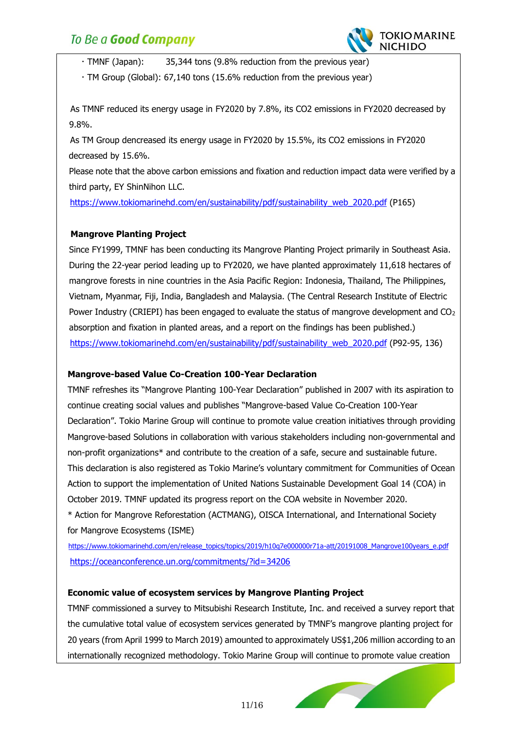・TMNF (Japan): 35,344 tons (9.8% reduction from the previous year)

・TM Group (Global): 67,140 tons (15.6% reduction from the previous year)

As TMNF reduced its energy usage in FY2020 by 7.8%, its CO2 emissions in FY2020 decreased by 9.8%.

As TM Group dencreased its energy usage in FY2020 by 15.5%, its CO2 emissions in FY2020 decreased by 15.6%.

Please note that the above carbon emissions and fixation and reduction impact data were verified by a third party, EY ShinNihon LLC.

https://www.tokiomarinehd.com/en/sustainability/pdf/sustainability_web_2020.pdf (P165)

**Mangrove Planting Project**

Since FY1999, TMNF has been conducting its Mangrove Planting Project primarily in Southeast Asia. During the 22-year period leading up to FY2020, we have planted approximately 11,618 hectares of mangrove forests in nine countries in the Asia Pacific Region: Indonesia, Thailand, The Philippines, Vietnam, Myanmar, Fiji, India, Bangladesh and Malaysia. (The Central Research Institute of Electric Power Industry (CRIEPI) has been engaged to evaluate the status of mangrove development and $CO_2$ absorption and fixation in planted areas, and a report on the findings has been published.)

https://www.tokiomarinehd.com/en/sustainability/pdf/sustainability_web_2020.pdf (P92-95, 136)

**Mangrove-based Value Co-Creation 100-Year Declaration**

TMNF refreshes its "Mangrove Planting 100-Year Declaration" published in 2007 with its aspiration to continue creating social values and publishes "Mangrove-based Value Co-Creation 100-Year Declaration". Tokio Marine Group will continue to promote value creation initiatives through providing Mangrove-based Solutions in collaboration with various stakeholders including non-governmental and non-profit organizations* and contribute to the creation of a safe, secure and sustainable future. This declaration is also registered as Tokio Marine's voluntary commitment for Communities of Ocean Action to support the implementation of United Nations Sustainable Development Goal 14 (COA) in October 2019. TMNF updated its progress report on the COA website in November 2020.

* Action for Mangrove Reforestation (ACTMANG), OISCA International, and International Society for Mangrove Ecosystems (ISME)

https://www.tokiomarinehd.com/en/release_topics/topics/2019/h10q7e000000r71a-att/20191008_Mangrove100years_e.pdf

https://oceanconference.un.org/commitments/?id=34206

**Economic value of ecosystem services by Mangrove Planting Project**

TMNF commissioned a survey to Mitsubishi Research Institute, Inc. and received a survey report that the cumulative total value of ecosystem services generated by TMNF's mangrove planting project for 20 years (from April 1999 to March 2019) amounted to approximately US$1,206 million according to an internationally recognized methodology. Tokio Marine Group will continue to promote value creation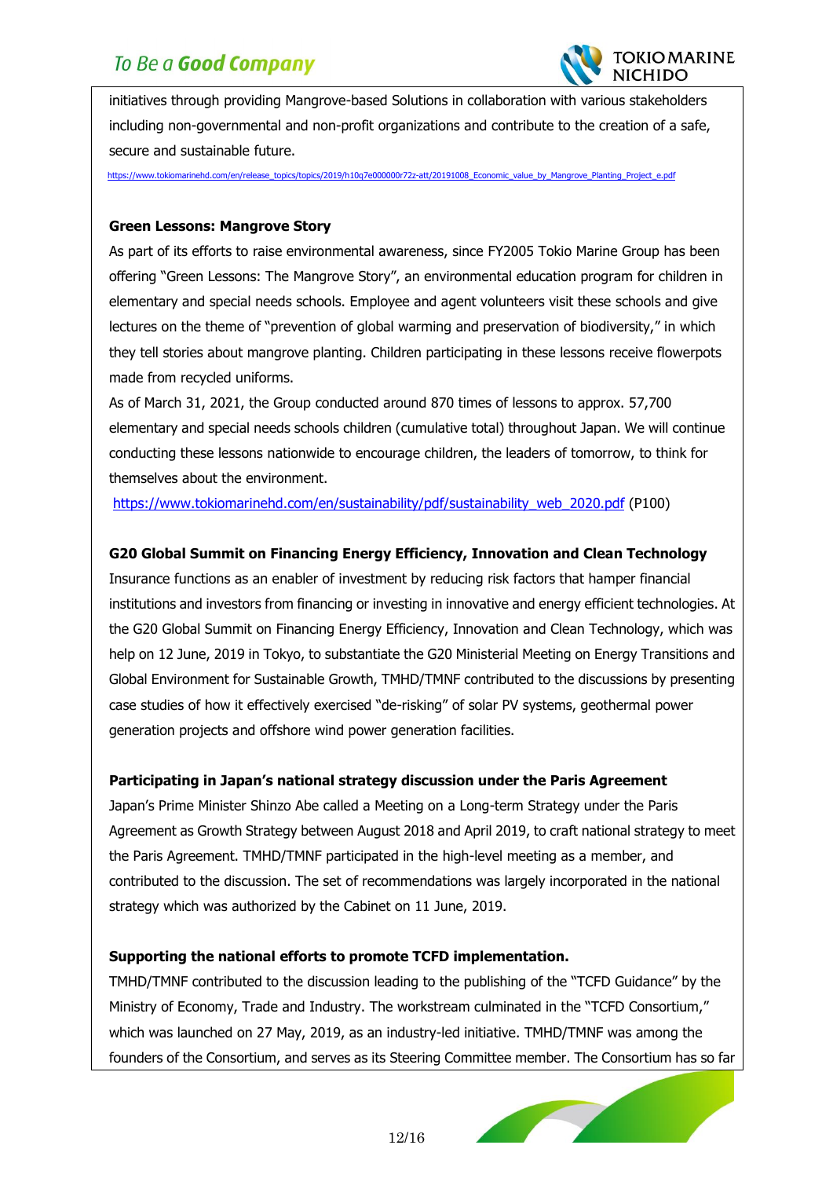initiatives through providing Mangrove-based Solutions in collaboration with various stakeholders including non-governmental and non-profit organizations and contribute to the creation of a safe, secure and sustainable future.

https://www.tokiomarinehd.com/en/release_topics/topics/2019/h10q7e000000r72z-att/20191008_Economic_value_by_Mangrove_Planting_Project_e.pdf

**Green Lessons: Mangrove Story**

As part of its efforts to raise environmental awareness, since FY2005 Tokio Marine Group has been offering "Green Lessons: The Mangrove Story", an environmental education program for children in elementary and special needs schools. Employee and agent volunteers visit these schools and give lectures on the theme of "prevention of global warming and preservation of biodiversity," in which they tell stories about mangrove planting. Children participating in these lessons receive flowerpots made from recycled uniforms.

As of March 31, 2021, the Group conducted around 870 times of lessons to approx. 57,700 elementary and special needs schools children (cumulative total) throughout Japan. We will continue conducting these lessons nationwide to encourage children, the leaders of tomorrow, to think for themselves about the environment.

https://www.tokiomarinehd.com/en/sustainability/pdf/sustainability_web_2020.pdf (P100)

**G20 Global Summit on Financing Energy Efficiency, Innovation and Clean Technology**

Insurance functions as an enabler of investment by reducing risk factors that hamper financial institutions and investors from financing or investing in innovative and energy efficient technologies. At the G20 Global Summit on Financing Energy Efficiency, Innovation and Clean Technology, which was help on 12 June, 2019 in Tokyo, to substantiate the G20 Ministerial Meeting on Energy Transitions and Global Environment for Sustainable Growth, TMHD/TMNF contributed to the discussions by presenting case studies of how it effectively exercised "de-risking" of solar PV systems, geothermal power generation projects and offshore wind power generation facilities.

**Participating in Japan's national strategy discussion under the Paris Agreement**

Japan's Prime Minister Shinzo Abe called a Meeting on a Long-term Strategy under the Paris Agreement as Growth Strategy between August 2018 and April 2019, to craft national strategy to meet the Paris Agreement. TMHD/TMNF participated in the high-level meeting as a member, and contributed to the discussion. The set of recommendations was largely incorporated in the national strategy which was authorized by the Cabinet on 11 June, 2019.

**Supporting the national efforts to promote TCFD implementation.**

TMHD/TMNF contributed to the discussion leading to the publishing of the "TCFD Guidance" by the Ministry of Economy, Trade and Industry. The workstream culminated in the "TCFD Consortium," which was launched on 27 May, 2019, as an industry-led initiative. TMHD/TMNF was among the founders of the Consortium, and serves as its Steering Committee member. The Consortium has so far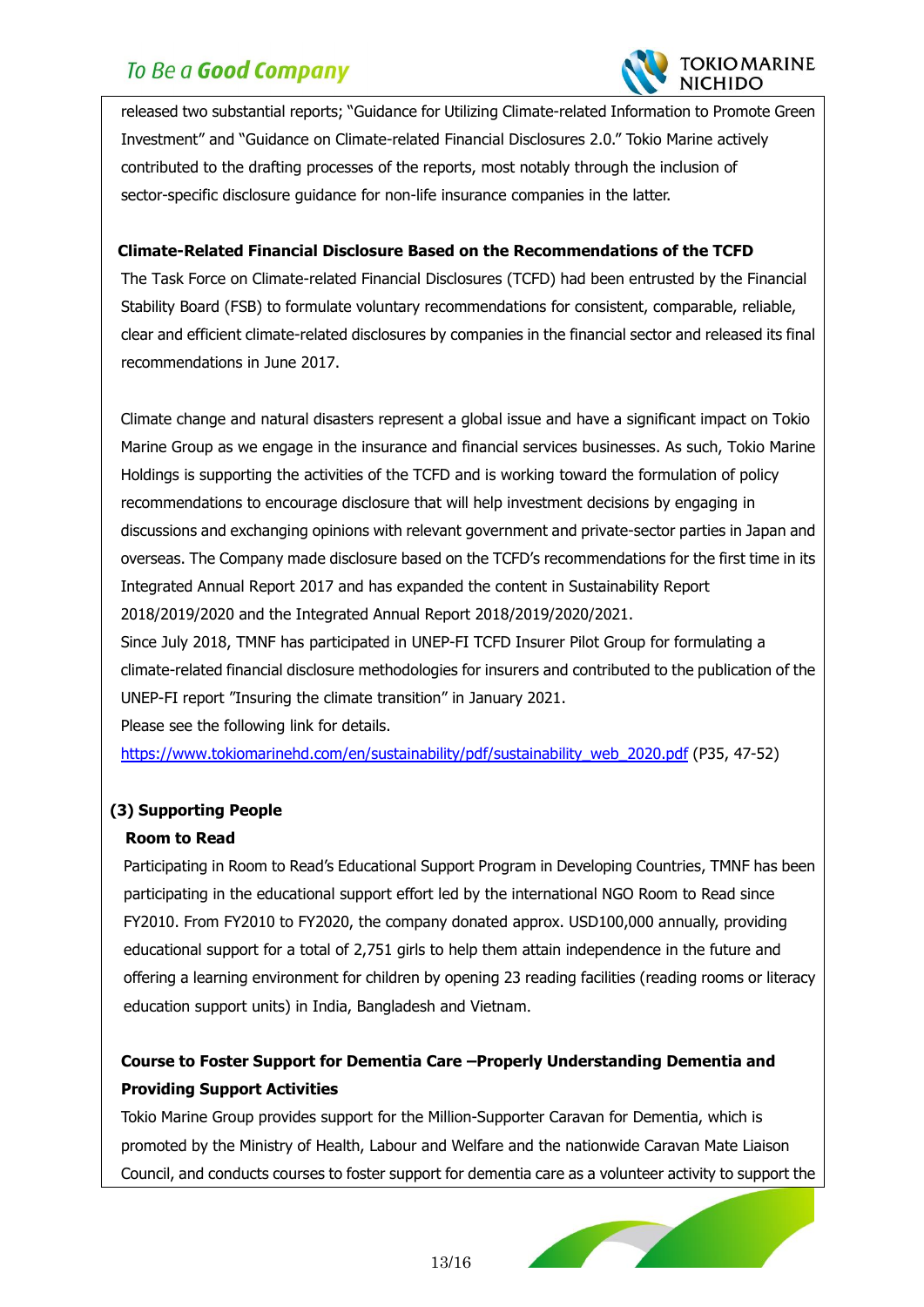released two substantial reports; "Guidance for Utilizing Climate-related Information to Promote Green Investment" and "Guidance on Climate-related Financial Disclosures 2.0." Tokio Marine actively contributed to the drafting processes of the reports, most notably through the inclusion of sector-specific disclosure guidance for non-life insurance companies in the latter.

**Climate-Related Financial Disclosure Based on the Recommendations of the TCFD**

The Task Force on Climate-related Financial Disclosures (TCFD) had been entrusted by the Financial Stability Board (FSB) to formulate voluntary recommendations for consistent, comparable, reliable, clear and efficient climate-related disclosures by companies in the financial sector and released its final recommendations in June 2017.

Climate change and natural disasters represent a global issue and have a significant impact on Tokio Marine Group as we engage in the insurance and financial services businesses. As such, Tokio Marine Holdings is supporting the activities of the TCFD and is working toward the formulation of policy recommendations to encourage disclosure that will help investment decisions by engaging in discussions and exchanging opinions with relevant government and private-sector parties in Japan and overseas. The Company made disclosure based on the TCFD's recommendations for the first time in its Integrated Annual Report 2017 and has expanded the content in Sustainability Report 2018/2019/2020 and the Integrated Annual Report 2018/2019/2020/2021.

Since July 2018, TMNF has participated in UNEP-FI TCFD Insurer Pilot Group for formulating a climate-related financial disclosure methodologies for insurers and contributed to the publication of the UNEP-FI report "Insuring the climate transition" in January 2021.

Please see the following link for details.

https://www.tokiomarinehd.com/en/sustainability/pdf/sustainability_web_2020.pdf (P35, 47-52)

## (3) Supporting People

**Room to Read**

Participating in Room to Read's Educational Support Program in Developing Countries, TMNF has been participating in the educational support effort led by the international NGO Room to Read since FY2010. From FY2010 to FY2020, the company donated approx. USD100,000 annually, providing educational support for a total of 2,751 girls to help them attain independence in the future and offering a learning environment for children by opening 23 reading facilities (reading rooms or literacy education support units) in India, Bangladesh and Vietnam.

**Course to Foster Support for Dementia Care –Properly Understanding Dementia and Providing Support Activities**

Tokio Marine Group provides support for the Million-Supporter Caravan for Dementia, which is promoted by the Ministry of Health, Labour and Welfare and the nationwide Caravan Mate Liaison Council, and conducts courses to foster support for dementia care as a volunteer activity to support the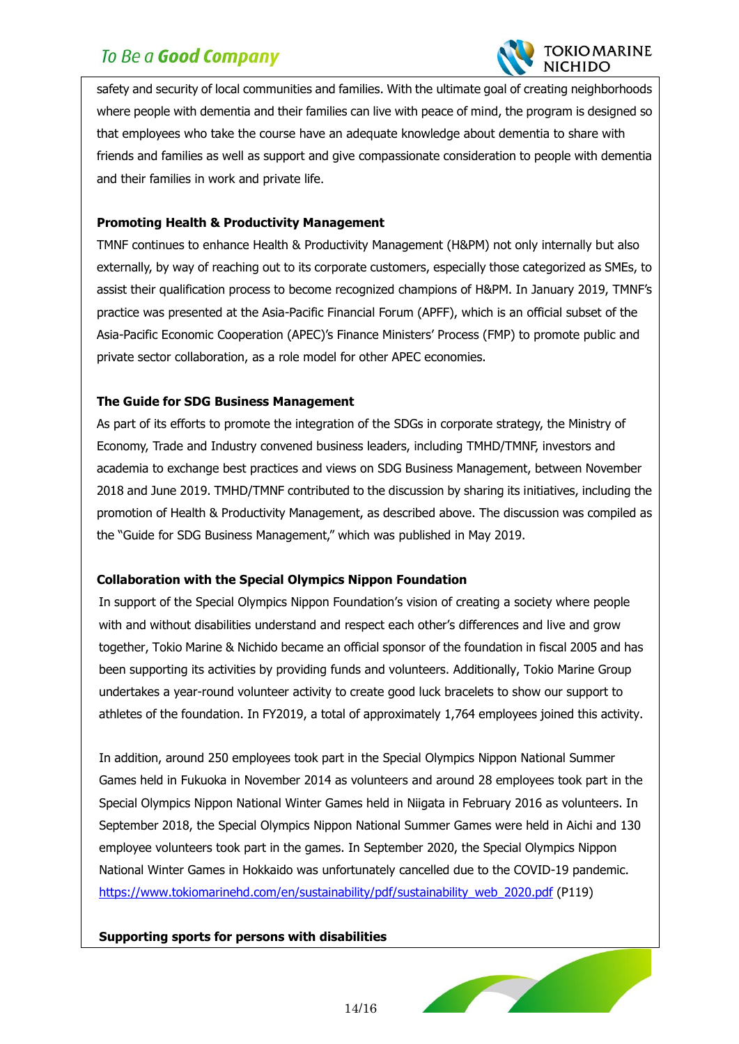safety and security of local communities and families. With the ultimate goal of creating neighborhoods where people with dementia and their families can live with peace of mind, the program is designed so that employees who take the course have an adequate knowledge about dementia to share with friends and families as well as support and give compassionate consideration to people with dementia and their families in work and private life.

**Promoting Health & Productivity Management**

TMNF continues to enhance Health & Productivity Management (H&PM) not only internally but also externally, by way of reaching out to its corporate customers, especially those categorized as SMEs, to assist their qualification process to become recognized champions of H&PM. In January 2019, TMNF's practice was presented at the Asia-Pacific Financial Forum (APFF), which is an official subset of the Asia-Pacific Economic Cooperation (APEC)'s Finance Ministers' Process (FMP) to promote public and private sector collaboration, as a role model for other APEC economies.

**The Guide for SDG Business Management**

As part of its efforts to promote the integration of the SDGs in corporate strategy, the Ministry of Economy, Trade and Industry convened business leaders, including TMHD/TMNF, investors and academia to exchange best practices and views on SDG Business Management, between November 2018 and June 2019. TMHD/TMNF contributed to the discussion by sharing its initiatives, including the promotion of Health & Productivity Management, as described above. The discussion was compiled as the "Guide for SDG Business Management," which was published in May 2019.

**Collaboration with the Special Olympics Nippon Foundation**

In support of the Special Olympics Nippon Foundation's vision of creating a society where people with and without disabilities understand and respect each other's differences and live and grow together, Tokio Marine & Nichido became an official sponsor of the foundation in fiscal 2005 and has been supporting its activities by providing funds and volunteers. Additionally, Tokio Marine Group undertakes a year-round volunteer activity to create good luck bracelets to show our support to athletes of the foundation. In FY2019, a total of approximately 1,764 employees joined this activity.

In addition, around 250 employees took part in the Special Olympics Nippon National Summer Games held in Fukuoka in November 2014 as volunteers and around 28 employees took part in the Special Olympics Nippon National Winter Games held in Niigata in February 2016 as volunteers. In September 2018, the Special Olympics Nippon National Summer Games were held in Aichi and 130 employee volunteers took part in the games. In September 2020, the Special Olympics Nippon National Winter Games in Hokkaido was unfortunately cancelled due to the COVID-19 pandemic. https://www.tokiomarinehd.com/en/sustainability/pdf/sustainability_web_2020.pdf (P119)

**Supporting sports for persons with disabilities**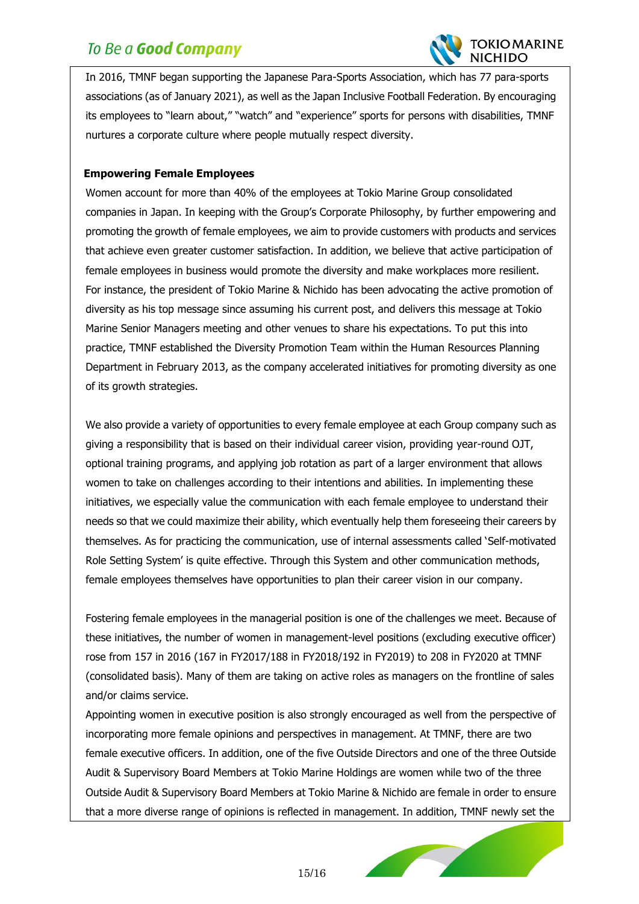In 2016, TMNF began supporting the Japanese Para-Sports Association, which has 77 para-sports associations (as of January 2021), as well as the Japan Inclusive Football Federation. By encouraging its employees to "learn about," "watch" and "experience" sports for persons with disabilities, TMNF nurtures a corporate culture where people mutually respect diversity.

**Empowering Female Employees**

Women account for more than 40% of the employees at Tokio Marine Group consolidated companies in Japan. In keeping with the Group's Corporate Philosophy, by further empowering and promoting the growth of female employees, we aim to provide customers with products and services that achieve even greater customer satisfaction. In addition, we believe that active participation of female employees in business would promote the diversity and make workplaces more resilient. For instance, the president of Tokio Marine & Nichido has been advocating the active promotion of diversity as his top message since assuming his current post, and delivers this message at Tokio Marine Senior Managers meeting and other venues to share his expectations. To put this into practice, TMNF established the Diversity Promotion Team within the Human Resources Planning Department in February 2013, as the company accelerated initiatives for promoting diversity as one of its growth strategies.

We also provide a variety of opportunities to every female employee at each Group company such as giving a responsibility that is based on their individual career vision, providing year-round OJT, optional training programs, and applying job rotation as part of a larger environment that allows women to take on challenges according to their intentions and abilities. In implementing these initiatives, we especially value the communication with each female employee to understand their needs so that we could maximize their ability, which eventually help them foreseeing their careers by themselves. As for practicing the communication, use of internal assessments called 'Self-motivated Role Setting System' is quite effective. Through this System and other communication methods, female employees themselves have opportunities to plan their career vision in our company.

Fostering female employees in the managerial position is one of the challenges we meet. Because of these initiatives, the number of women in management-level positions (excluding executive officer) rose from 157 in 2016 (167 in FY2017/188 in FY2018/192 in FY2019) to 208 in FY2020 at TMNF (consolidated basis). Many of them are taking on active roles as managers on the frontline of sales and/or claims service.

Appointing women in executive position is also strongly encouraged as well from the perspective of incorporating more female opinions and perspectives in management. At TMNF, there are two female executive officers. In addition, one of the five Outside Directors and one of the three Outside Audit & Supervisory Board Members at Tokio Marine Holdings are women while two of the three Outside Audit & Supervisory Board Members at Tokio Marine & Nichido are female in order to ensure that a more diverse range of opinions is reflected in management. In addition, TMNF newly set the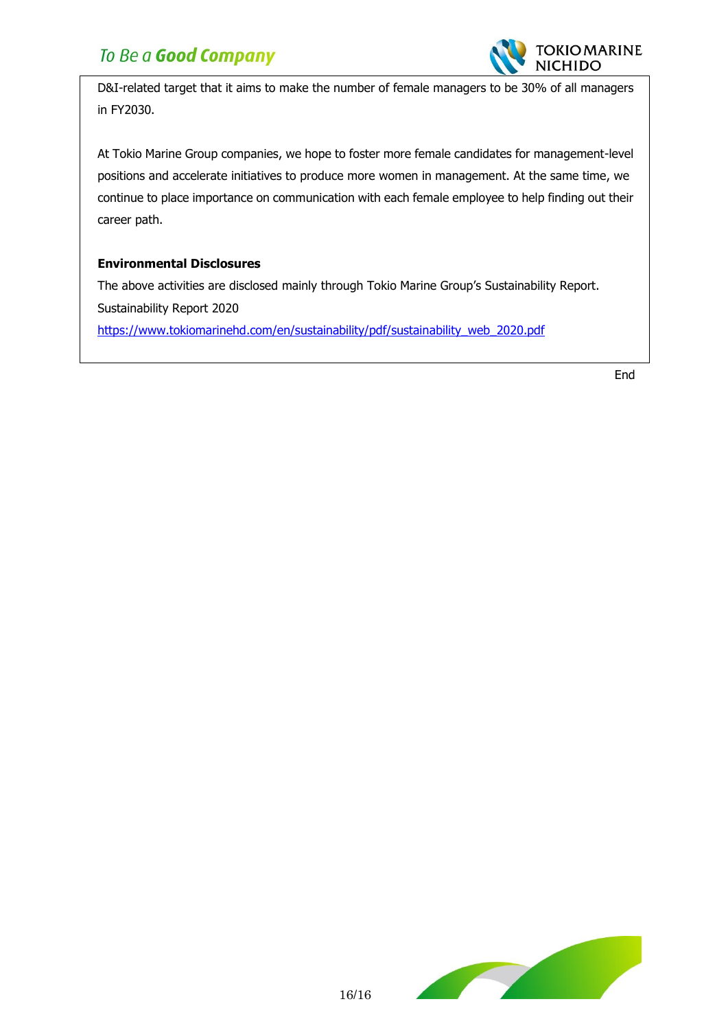D&I-related target that it aims to make the number of female managers to be 30% of all managers in FY2030.

At Tokio Marine Group companies, we hope to foster more female candidates for management-level positions and accelerate initiatives to produce more women in management. At the same time, we continue to place importance on communication with each female employee to help finding out their career path.

**Environmental Disclosures**

The above activities are disclosed mainly through Tokio Marine Group's Sustainability Report.

Sustainability Report 2020

https://www.tokiomarinehd.com/en/sustainability/pdf/sustainability_web_2020.pdf

End